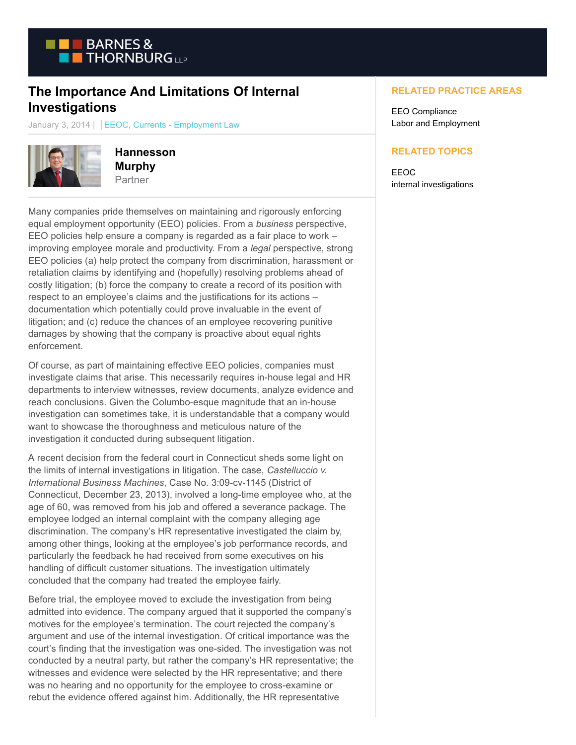# The Importance And Limitations Of Internal Investigations

January 3, 2014 | EEOC, Currents - Employment Law

**Hannesson Murphy**
Partner

Many companies pride themselves on maintaining and rigorously enforcing equal employment opportunity (EEO) policies. From a *business* perspective, EEO policies help ensure a company is regarded as a fair place to work – improving employee morale and productivity. From a *legal* perspective, strong EEO policies (a) help protect the company from discrimination, harassment or retaliation claims by identifying and (hopefully) resolving problems ahead of costly litigation; (b) force the company to create a record of its position with respect to an employee's claims and the justifications for its actions – documentation which potentially could prove invaluable in the event of litigation; and (c) reduce the chances of an employee recovering punitive damages by showing that the company is proactive about equal rights enforcement.

Of course, as part of maintaining effective EEO policies, companies must investigate claims that arise. This necessarily requires in-house legal and HR departments to interview witnesses, review documents, analyze evidence and reach conclusions. Given the Columbo-esque magnitude that an in-house investigation can sometimes take, it is understandable that a company would want to showcase the thoroughness and meticulous nature of the investigation it conducted during subsequent litigation.

A recent decision from the federal court in Connecticut sheds some light on the limits of internal investigations in litigation. The case, *Castelluccio v. International Business Machines*, Case No. 3:09-cv-1145 (District of Connecticut, December 23, 2013), involved a long-time employee who, at the age of 60, was removed from his job and offered a severance package. The employee lodged an internal complaint with the company alleging age discrimination. The company's HR representative investigated the claim by, among other things, looking at the employee's job performance records, and particularly the feedback he had received from some executives on his handling of difficult customer situations. The investigation ultimately concluded that the company had treated the employee fairly.

Before trial, the employee moved to exclude the investigation from being admitted into evidence. The company argued that it supported the company's motives for the employee's termination. The court rejected the company's argument and use of the internal investigation. Of critical importance was the court's finding that the investigation was one-sided. The investigation was not conducted by a neutral party, but rather the company's HR representative; the witnesses and evidence were selected by the HR representative; and there was no hearing and no opportunity for the employee to cross-examine or rebut the evidence offered against him. Additionally, the HR representative

## RELATED PRACTICE AREAS

EEO Compliance
Labor and Employment

## RELATED TOPICS

EEOC
internal investigations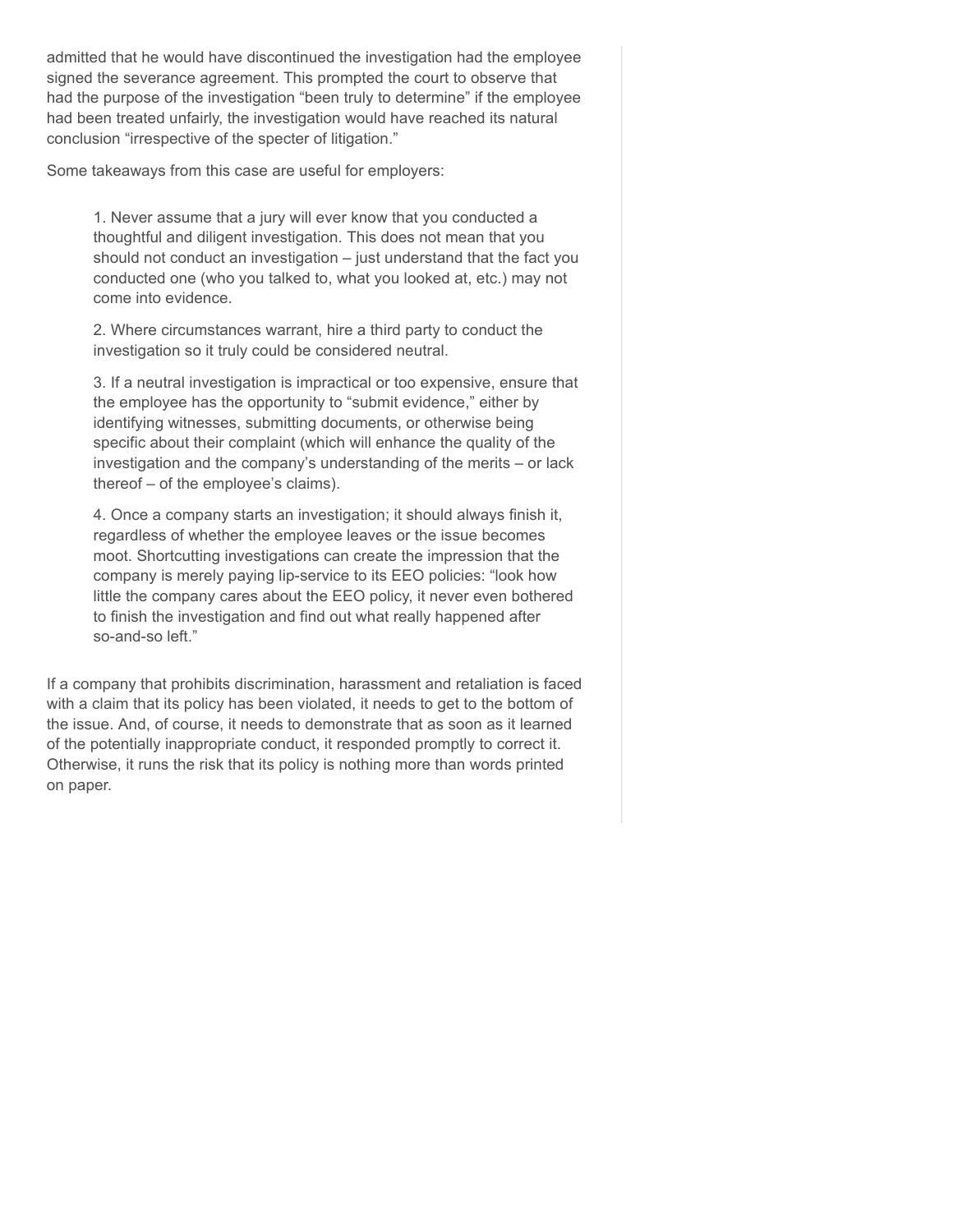admitted that he would have discontinued the investigation had the employee signed the severance agreement. This prompted the court to observe that had the purpose of the investigation "been truly to determine" if the employee had been treated unfairly, the investigation would have reached its natural conclusion "irrespective of the specter of litigation."

Some takeaways from this case are useful for employers:

> 1. Never assume that a jury will ever know that you conducted a thoughtful and diligent investigation. This does not mean that you should not conduct an investigation – just understand that the fact you conducted one (who you talked to, what you looked at, etc.) may not come into evidence.
>
> 2. Where circumstances warrant, hire a third party to conduct the investigation so it truly could be considered neutral.
>
> 3. If a neutral investigation is impractical or too expensive, ensure that the employee has the opportunity to "submit evidence," either by identifying witnesses, submitting documents, or otherwise being specific about their complaint (which will enhance the quality of the investigation and the company's understanding of the merits – or lack thereof – of the employee's claims).
>
> 4. Once a company starts an investigation; it should always finish it, regardless of whether the employee leaves or the issue becomes moot. Shortcutting investigations can create the impression that the company is merely paying lip-service to its EEO policies: "look how little the company cares about the EEO policy, it never even bothered to finish the investigation and find out what really happened after so-and-so left."

If a company that prohibits discrimination, harassment and retaliation is faced with a claim that its policy has been violated, it needs to get to the bottom of the issue. And, of course, it needs to demonstrate that as soon as it learned of the potentially inappropriate conduct, it responded promptly to correct it. Otherwise, it runs the risk that its policy is nothing more than words printed on paper.